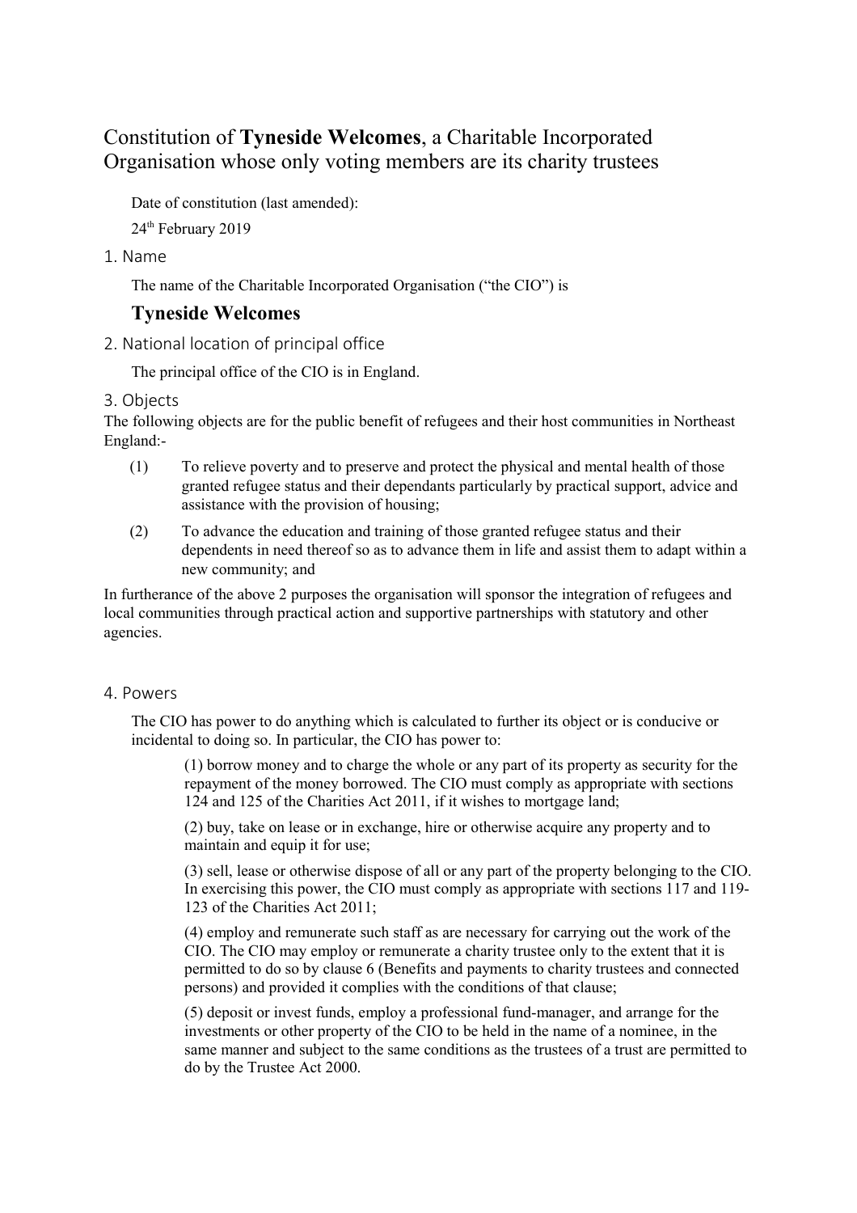# Constitution of **Tyneside Welcomes**, a Charitable Incorporated Organisation whose only voting members are its charity trustees

Date of constitution (last amended):

24th February 2019

## 1. Name

The name of the Charitable Incorporated Organisation ("the CIO") is

**Tyneside Welcomes**

## 2. National location of principal office

The principal office of the CIO is in England.

## 3. Objects

The following objects are for the public benefit of refugees and their host communities in Northeast England:-

(1) To relieve poverty and to preserve and protect the physical and mental health of those granted refugee status and their dependants particularly by practical support, advice and assistance with the provision of housing;

(2) To advance the education and training of those granted refugee status and their dependents in need thereof so as to advance them in life and assist them to adapt within a new community; and

In furtherance of the above 2 purposes the organisation will sponsor the integration of refugees and local communities through practical action and supportive partnerships with statutory and other agencies.

## 4. Powers

The CIO has power to do anything which is calculated to further its object or is conducive or incidental to doing so. In particular, the CIO has power to:

(1) borrow money and to charge the whole or any part of its property as security for the repayment of the money borrowed. The CIO must comply as appropriate with sections 124 and 125 of the Charities Act 2011, if it wishes to mortgage land;

(2) buy, take on lease or in exchange, hire or otherwise acquire any property and to maintain and equip it for use;

(3) sell, lease or otherwise dispose of all or any part of the property belonging to the CIO. In exercising this power, the CIO must comply as appropriate with sections 117 and 119-123 of the Charities Act 2011;

(4) employ and remunerate such staff as are necessary for carrying out the work of the CIO. The CIO may employ or remunerate a charity trustee only to the extent that it is permitted to do so by clause 6 (Benefits and payments to charity trustees and connected persons) and provided it complies with the conditions of that clause;

(5) deposit or invest funds, employ a professional fund-manager, and arrange for the investments or other property of the CIO to be held in the name of a nominee, in the same manner and subject to the same conditions as the trustees of a trust are permitted to do by the Trustee Act 2000.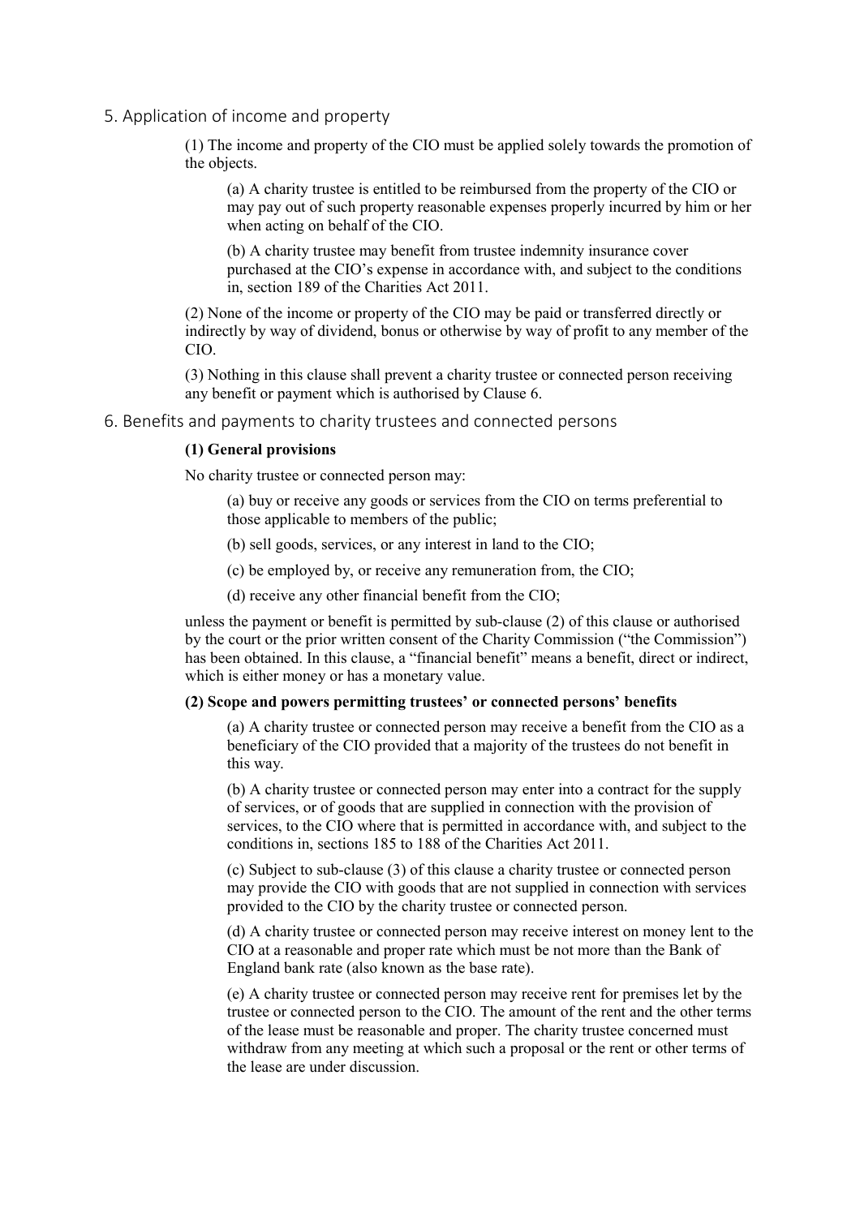## 5. Application of income and property

(1) The income and property of the CIO must be applied solely towards the promotion of the objects.

(a) A charity trustee is entitled to be reimbursed from the property of the CIO or may pay out of such property reasonable expenses properly incurred by him or her when acting on behalf of the CIO.

(b) A charity trustee may benefit from trustee indemnity insurance cover purchased at the CIO's expense in accordance with, and subject to the conditions in, section 189 of the Charities Act 2011.

(2) None of the income or property of the CIO may be paid or transferred directly or indirectly by way of dividend, bonus or otherwise by way of profit to any member of the CIO.

(3) Nothing in this clause shall prevent a charity trustee or connected person receiving any benefit or payment which is authorised by Clause 6.

## 6. Benefits and payments to charity trustees and connected persons

**(1) General provisions**

No charity trustee or connected person may:

(a) buy or receive any goods or services from the CIO on terms preferential to those applicable to members of the public;

(b) sell goods, services, or any interest in land to the CIO;

(c) be employed by, or receive any remuneration from, the CIO;

(d) receive any other financial benefit from the CIO;

unless the payment or benefit is permitted by sub-clause (2) of this clause or authorised by the court or the prior written consent of the Charity Commission ("the Commission") has been obtained. In this clause, a "financial benefit" means a benefit, direct or indirect, which is either money or has a monetary value.

**(2) Scope and powers permitting trustees' or connected persons' benefits**

(a) A charity trustee or connected person may receive a benefit from the CIO as a beneficiary of the CIO provided that a majority of the trustees do not benefit in this way.

(b) A charity trustee or connected person may enter into a contract for the supply of services, or of goods that are supplied in connection with the provision of services, to the CIO where that is permitted in accordance with, and subject to the conditions in, sections 185 to 188 of the Charities Act 2011.

(c) Subject to sub-clause (3) of this clause a charity trustee or connected person may provide the CIO with goods that are not supplied in connection with services provided to the CIO by the charity trustee or connected person.

(d) A charity trustee or connected person may receive interest on money lent to the CIO at a reasonable and proper rate which must be not more than the Bank of England bank rate (also known as the base rate).

(e) A charity trustee or connected person may receive rent for premises let by the trustee or connected person to the CIO. The amount of the rent and the other terms of the lease must be reasonable and proper. The charity trustee concerned must withdraw from any meeting at which such a proposal or the rent or other terms of the lease are under discussion.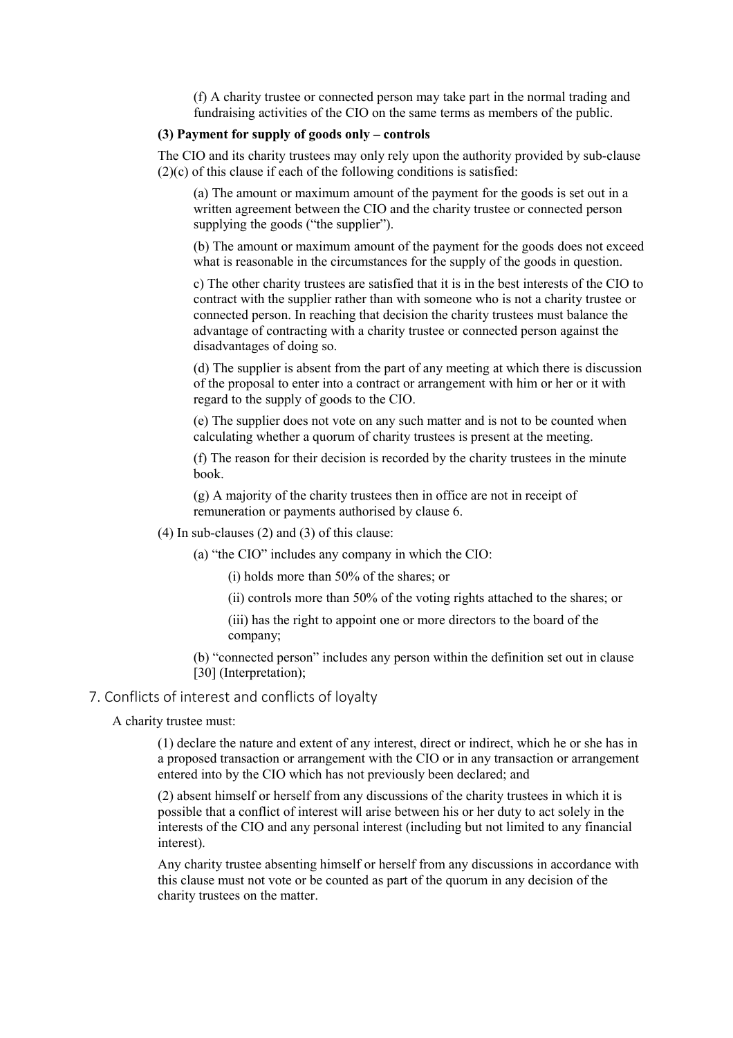(f) A charity trustee or connected person may take part in the normal trading and fundraising activities of the CIO on the same terms as members of the public.

**(3) Payment for supply of goods only – controls**

The CIO and its charity trustees may only rely upon the authority provided by sub-clause (2)(c) of this clause if each of the following conditions is satisfied:

(a) The amount or maximum amount of the payment for the goods is set out in a written agreement between the CIO and the charity trustee or connected person supplying the goods ("the supplier").

(b) The amount or maximum amount of the payment for the goods does not exceed what is reasonable in the circumstances for the supply of the goods in question.

c) The other charity trustees are satisfied that it is in the best interests of the CIO to contract with the supplier rather than with someone who is not a charity trustee or connected person. In reaching that decision the charity trustees must balance the advantage of contracting with a charity trustee or connected person against the disadvantages of doing so.

(d) The supplier is absent from the part of any meeting at which there is discussion of the proposal to enter into a contract or arrangement with him or her or it with regard to the supply of goods to the CIO.

(e) The supplier does not vote on any such matter and is not to be counted when calculating whether a quorum of charity trustees is present at the meeting.

(f) The reason for their decision is recorded by the charity trustees in the minute book.

(g) A majority of the charity trustees then in office are not in receipt of remuneration or payments authorised by clause 6.

(4) In sub-clauses (2) and (3) of this clause:

(a) "the CIO" includes any company in which the CIO:

(i) holds more than 50% of the shares; or

(ii) controls more than 50% of the voting rights attached to the shares; or

(iii) has the right to appoint one or more directors to the board of the company;

(b) "connected person" includes any person within the definition set out in clause [30] (Interpretation);

## 7. Conflicts of interest and conflicts of loyalty

A charity trustee must:

(1) declare the nature and extent of any interest, direct or indirect, which he or she has in a proposed transaction or arrangement with the CIO or in any transaction or arrangement entered into by the CIO which has not previously been declared; and

(2) absent himself or herself from any discussions of the charity trustees in which it is possible that a conflict of interest will arise between his or her duty to act solely in the interests of the CIO and any personal interest (including but not limited to any financial interest).

Any charity trustee absenting himself or herself from any discussions in accordance with this clause must not vote or be counted as part of the quorum in any decision of the charity trustees on the matter.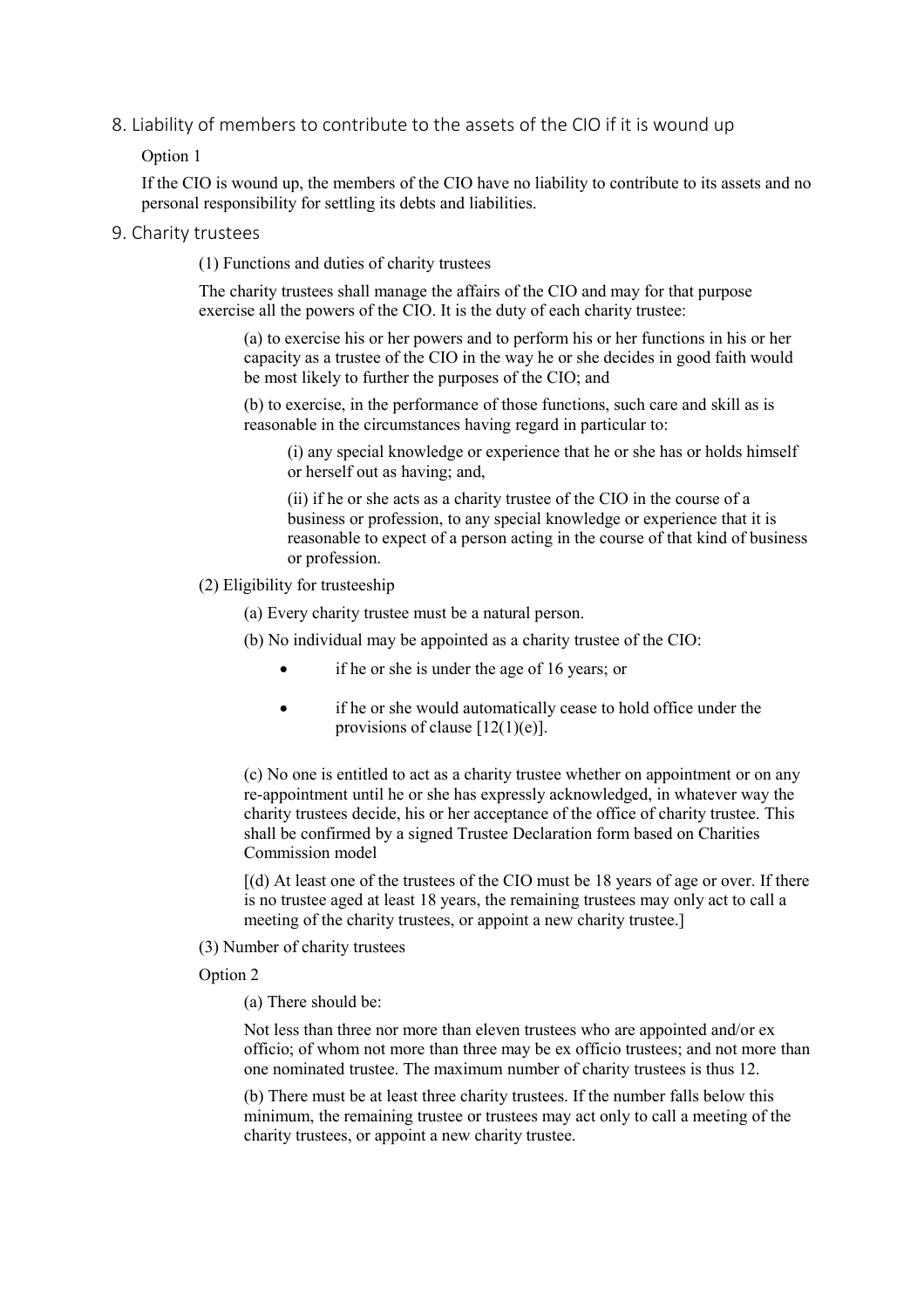## 8. Liability of members to contribute to the assets of the CIO if it is wound up

Option 1

If the CIO is wound up, the members of the CIO have no liability to contribute to its assets and no personal responsibility for settling its debts and liabilities.

## 9. Charity trustees

(1) Functions and duties of charity trustees

The charity trustees shall manage the affairs of the CIO and may for that purpose exercise all the powers of the CIO. It is the duty of each charity trustee:

(a) to exercise his or her powers and to perform his or her functions in his or her capacity as a trustee of the CIO in the way he or she decides in good faith would be most likely to further the purposes of the CIO; and

(b) to exercise, in the performance of those functions, such care and skill as is reasonable in the circumstances having regard in particular to:

(i) any special knowledge or experience that he or she has or holds himself or herself out as having; and,

(ii) if he or she acts as a charity trustee of the CIO in the course of a business or profession, to any special knowledge or experience that it is reasonable to expect of a person acting in the course of that kind of business or profession.

(2) Eligibility for trusteeship

(a) Every charity trustee must be a natural person.

(b) No individual may be appointed as a charity trustee of the CIO:

- if he or she is under the age of 16 years; or
- if he or she would automatically cease to hold office under the provisions of clause [12(1)(e)].

(c) No one is entitled to act as a charity trustee whether on appointment or on any re-appointment until he or she has expressly acknowledged, in whatever way the charity trustees decide, his or her acceptance of the office of charity trustee. This shall be confirmed by a signed Trustee Declaration form based on Charities Commission model

[(d) At least one of the trustees of the CIO must be 18 years of age or over. If there is no trustee aged at least 18 years, the remaining trustees may only act to call a meeting of the charity trustees, or appoint a new charity trustee.]

(3) Number of charity trustees

Option 2

(a) There should be:

Not less than three nor more than eleven trustees who are appointed and/or ex officio; of whom not more than three may be ex officio trustees; and not more than one nominated trustee. The maximum number of charity trustees is thus 12.

(b) There must be at least three charity trustees. If the number falls below this minimum, the remaining trustee or trustees may act only to call a meeting of the charity trustees, or appoint a new charity trustee.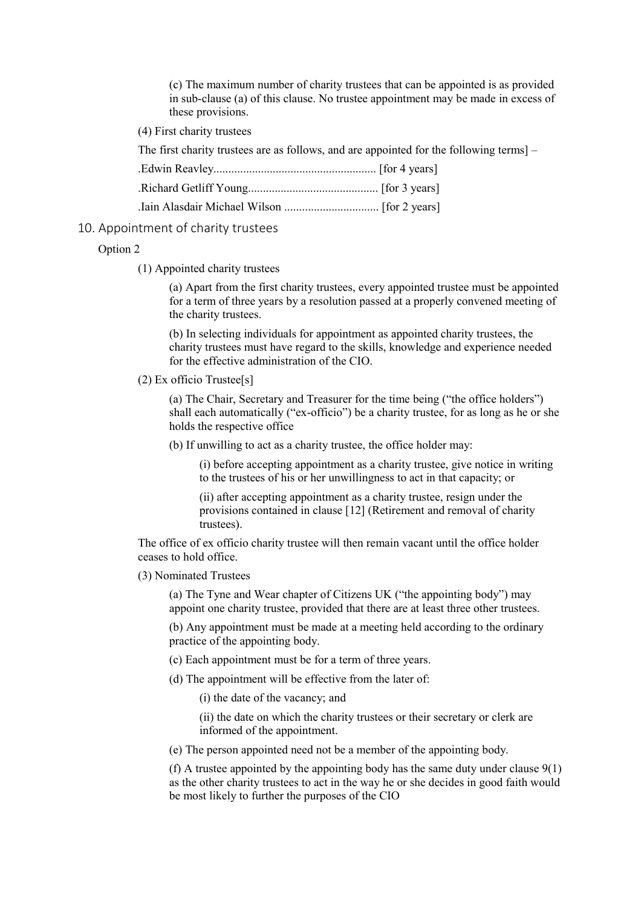(c) The maximum number of charity trustees that can be appointed is as provided in sub-clause (a) of this clause. No trustee appointment may be made in excess of these provisions.

(4) First charity trustees

The first charity trustees are as follows, and are appointed for the following terms] –

.Edwin Reavley...................................................... [for 4 years]

.Richard Getliff Young........................................... [for 3 years]

.Iain Alasdair Michael Wilson ................................ [for 2 years]

## 10. Appointment of charity trustees

Option 2

(1) Appointed charity trustees

(a) Apart from the first charity trustees, every appointed trustee must be appointed for a term of three years by a resolution passed at a properly convened meeting of the charity trustees.

(b) In selecting individuals for appointment as appointed charity trustees, the charity trustees must have regard to the skills, knowledge and experience needed for the effective administration of the CIO.

(2) Ex officio Trustee[s]

(a) The Chair, Secretary and Treasurer for the time being ("the office holders") shall each automatically ("ex-officio") be a charity trustee, for as long as he or she holds the respective office

(b) If unwilling to act as a charity trustee, the office holder may:

(i) before accepting appointment as a charity trustee, give notice in writing to the trustees of his or her unwillingness to act in that capacity; or

(ii) after accepting appointment as a charity trustee, resign under the provisions contained in clause [12] (Retirement and removal of charity trustees).

The office of ex officio charity trustee will then remain vacant until the office holder ceases to hold office.

(3) Nominated Trustees

(a) The Tyne and Wear chapter of Citizens UK ("the appointing body") may appoint one charity trustee, provided that there are at least three other trustees.

(b) Any appointment must be made at a meeting held according to the ordinary practice of the appointing body.

(c) Each appointment must be for a term of three years.

(d) The appointment will be effective from the later of:

(i) the date of the vacancy; and

(ii) the date on which the charity trustees or their secretary or clerk are informed of the appointment.

(e) The person appointed need not be a member of the appointing body.

(f) A trustee appointed by the appointing body has the same duty under clause 9(1) as the other charity trustees to act in the way he or she decides in good faith would be most likely to further the purposes of the CIO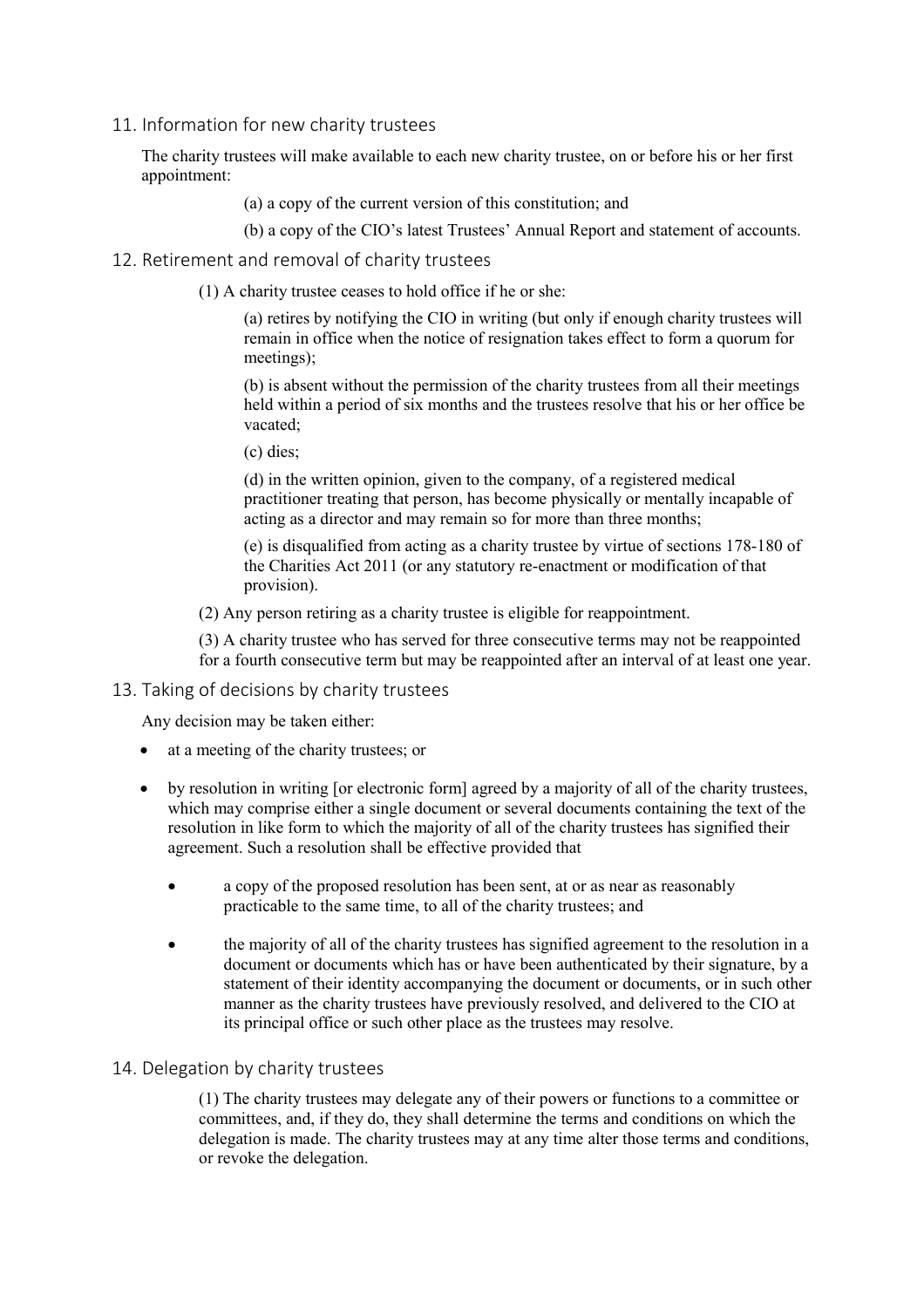## 11. Information for new charity trustees

The charity trustees will make available to each new charity trustee, on or before his or her first appointment:

(a) a copy of the current version of this constitution; and

(b) a copy of the CIO's latest Trustees' Annual Report and statement of accounts.

## 12. Retirement and removal of charity trustees

(1) A charity trustee ceases to hold office if he or she:

(a) retires by notifying the CIO in writing (but only if enough charity trustees will remain in office when the notice of resignation takes effect to form a quorum for meetings);

(b) is absent without the permission of the charity trustees from all their meetings held within a period of six months and the trustees resolve that his or her office be vacated;

(c) dies;

(d) in the written opinion, given to the company, of a registered medical practitioner treating that person, has become physically or mentally incapable of acting as a director and may remain so for more than three months;

(e) is disqualified from acting as a charity trustee by virtue of sections 178-180 of the Charities Act 2011 (or any statutory re-enactment or modification of that provision).

(2) Any person retiring as a charity trustee is eligible for reappointment.

(3) A charity trustee who has served for three consecutive terms may not be reappointed for a fourth consecutive term but may be reappointed after an interval of at least one year.

## 13. Taking of decisions by charity trustees

Any decision may be taken either:

- at a meeting of the charity trustees; or
- by resolution in writing [or electronic form] agreed by a majority of all of the charity trustees, which may comprise either a single document or several documents containing the text of the resolution in like form to which the majority of all of the charity trustees has signified their agreement. Such a resolution shall be effective provided that
  - a copy of the proposed resolution has been sent, at or as near as reasonably practicable to the same time, to all of the charity trustees; and
  - the majority of all of the charity trustees has signified agreement to the resolution in a document or documents which has or have been authenticated by their signature, by a statement of their identity accompanying the document or documents, or in such other manner as the charity trustees have previously resolved, and delivered to the CIO at its principal office or such other place as the trustees may resolve.

## 14. Delegation by charity trustees

(1) The charity trustees may delegate any of their powers or functions to a committee or committees, and, if they do, they shall determine the terms and conditions on which the delegation is made. The charity trustees may at any time alter those terms and conditions, or revoke the delegation.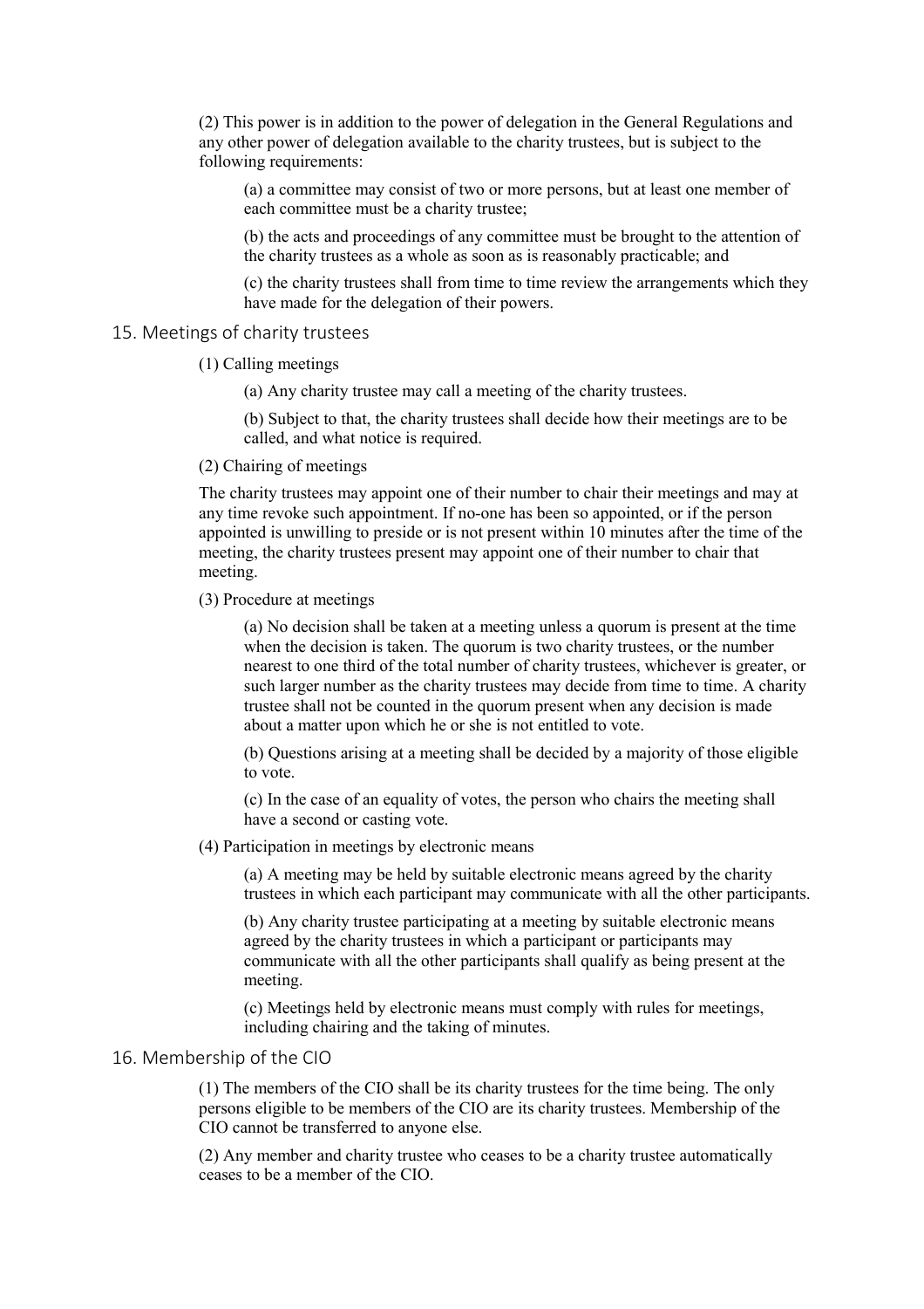(2) This power is in addition to the power of delegation in the General Regulations and any other power of delegation available to the charity trustees, but is subject to the following requirements:

(a) a committee may consist of two or more persons, but at least one member of each committee must be a charity trustee;

(b) the acts and proceedings of any committee must be brought to the attention of the charity trustees as a whole as soon as is reasonably practicable; and

(c) the charity trustees shall from time to time review the arrangements which they have made for the delegation of their powers.

## 15. Meetings of charity trustees

(1) Calling meetings

(a) Any charity trustee may call a meeting of the charity trustees.

(b) Subject to that, the charity trustees shall decide how their meetings are to be called, and what notice is required.

(2) Chairing of meetings

The charity trustees may appoint one of their number to chair their meetings and may at any time revoke such appointment. If no-one has been so appointed, or if the person appointed is unwilling to preside or is not present within 10 minutes after the time of the meeting, the charity trustees present may appoint one of their number to chair that meeting.

(3) Procedure at meetings

(a) No decision shall be taken at a meeting unless a quorum is present at the time when the decision is taken. The quorum is two charity trustees, or the number nearest to one third of the total number of charity trustees, whichever is greater, or such larger number as the charity trustees may decide from time to time. A charity trustee shall not be counted in the quorum present when any decision is made about a matter upon which he or she is not entitled to vote.

(b) Questions arising at a meeting shall be decided by a majority of those eligible to vote.

(c) In the case of an equality of votes, the person who chairs the meeting shall have a second or casting vote.

(4) Participation in meetings by electronic means

(a) A meeting may be held by suitable electronic means agreed by the charity trustees in which each participant may communicate with all the other participants.

(b) Any charity trustee participating at a meeting by suitable electronic means agreed by the charity trustees in which a participant or participants may communicate with all the other participants shall qualify as being present at the meeting.

(c) Meetings held by electronic means must comply with rules for meetings, including chairing and the taking of minutes.

## 16. Membership of the CIO

(1) The members of the CIO shall be its charity trustees for the time being. The only persons eligible to be members of the CIO are its charity trustees. Membership of the CIO cannot be transferred to anyone else.

(2) Any member and charity trustee who ceases to be a charity trustee automatically ceases to be a member of the CIO.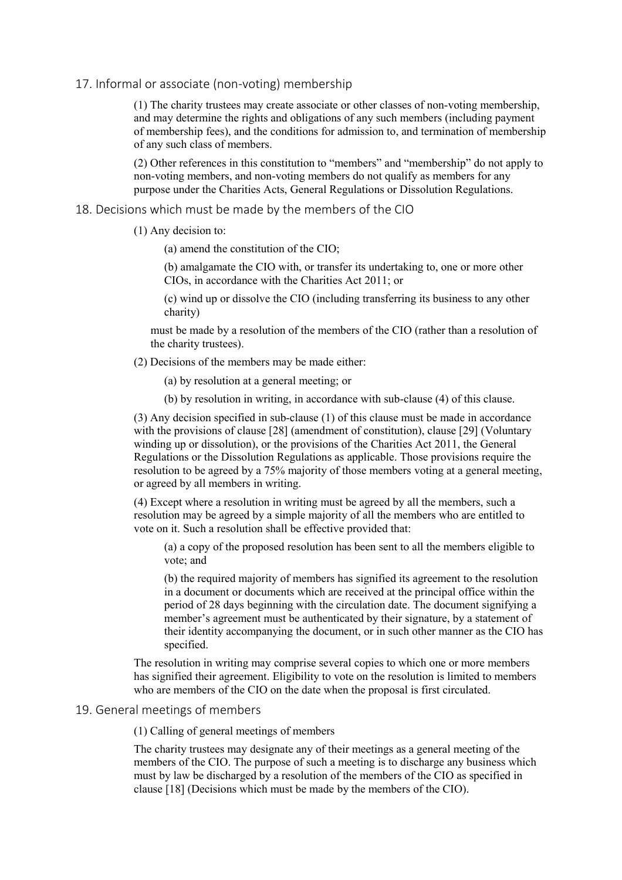## 17. Informal or associate (non-voting) membership

(1) The charity trustees may create associate or other classes of non-voting membership, and may determine the rights and obligations of any such members (including payment of membership fees), and the conditions for admission to, and termination of membership of any such class of members.

(2) Other references in this constitution to "members" and "membership" do not apply to non-voting members, and non-voting members do not qualify as members for any purpose under the Charities Acts, General Regulations or Dissolution Regulations.

## 18. Decisions which must be made by the members of the CIO

(1) Any decision to:

(a) amend the constitution of the CIO;

(b) amalgamate the CIO with, or transfer its undertaking to, one or more other CIOs, in accordance with the Charities Act 2011; or

(c) wind up or dissolve the CIO (including transferring its business to any other charity)

must be made by a resolution of the members of the CIO (rather than a resolution of the charity trustees).

(2) Decisions of the members may be made either:

(a) by resolution at a general meeting; or

(b) by resolution in writing, in accordance with sub-clause (4) of this clause.

(3) Any decision specified in sub-clause (1) of this clause must be made in accordance with the provisions of clause [28] (amendment of constitution), clause [29] (Voluntary winding up or dissolution), or the provisions of the Charities Act 2011, the General Regulations or the Dissolution Regulations as applicable. Those provisions require the resolution to be agreed by a 75% majority of those members voting at a general meeting, or agreed by all members in writing.

(4) Except where a resolution in writing must be agreed by all the members, such a resolution may be agreed by a simple majority of all the members who are entitled to vote on it. Such a resolution shall be effective provided that:

(a) a copy of the proposed resolution has been sent to all the members eligible to vote; and

(b) the required majority of members has signified its agreement to the resolution in a document or documents which are received at the principal office within the period of 28 days beginning with the circulation date. The document signifying a member's agreement must be authenticated by their signature, by a statement of their identity accompanying the document, or in such other manner as the CIO has specified.

The resolution in writing may comprise several copies to which one or more members has signified their agreement. Eligibility to vote on the resolution is limited to members who are members of the CIO on the date when the proposal is first circulated.

## 19. General meetings of members

(1) Calling of general meetings of members

The charity trustees may designate any of their meetings as a general meeting of the members of the CIO. The purpose of such a meeting is to discharge any business which must by law be discharged by a resolution of the members of the CIO as specified in clause [18] (Decisions which must be made by the members of the CIO).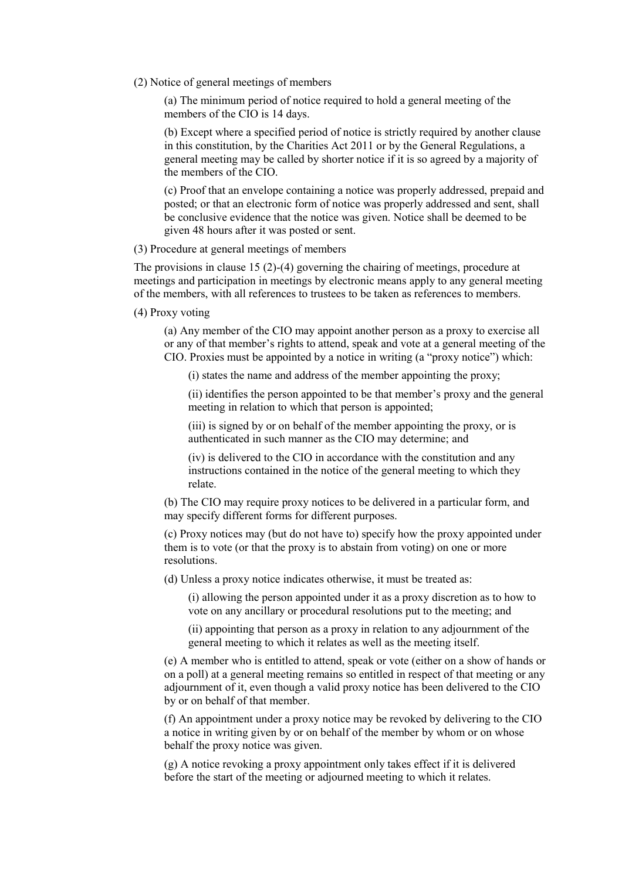(2) Notice of general meetings of members

(a) The minimum period of notice required to hold a general meeting of the members of the CIO is 14 days.

(b) Except where a specified period of notice is strictly required by another clause in this constitution, by the Charities Act 2011 or by the General Regulations, a general meeting may be called by shorter notice if it is so agreed by a majority of the members of the CIO.

(c) Proof that an envelope containing a notice was properly addressed, prepaid and posted; or that an electronic form of notice was properly addressed and sent, shall be conclusive evidence that the notice was given. Notice shall be deemed to be given 48 hours after it was posted or sent.

(3) Procedure at general meetings of members

The provisions in clause 15 (2)-(4) governing the chairing of meetings, procedure at meetings and participation in meetings by electronic means apply to any general meeting of the members, with all references to trustees to be taken as references to members.

(4) Proxy voting

(a) Any member of the CIO may appoint another person as a proxy to exercise all or any of that member's rights to attend, speak and vote at a general meeting of the CIO. Proxies must be appointed by a notice in writing (a "proxy notice") which:

(i) states the name and address of the member appointing the proxy;

(ii) identifies the person appointed to be that member's proxy and the general meeting in relation to which that person is appointed;

(iii) is signed by or on behalf of the member appointing the proxy, or is authenticated in such manner as the CIO may determine; and

(iv) is delivered to the CIO in accordance with the constitution and any instructions contained in the notice of the general meeting to which they relate.

(b) The CIO may require proxy notices to be delivered in a particular form, and may specify different forms for different purposes.

(c) Proxy notices may (but do not have to) specify how the proxy appointed under them is to vote (or that the proxy is to abstain from voting) on one or more resolutions.

(d) Unless a proxy notice indicates otherwise, it must be treated as:

(i) allowing the person appointed under it as a proxy discretion as to how to vote on any ancillary or procedural resolutions put to the meeting; and

(ii) appointing that person as a proxy in relation to any adjournment of the general meeting to which it relates as well as the meeting itself.

(e) A member who is entitled to attend, speak or vote (either on a show of hands or on a poll) at a general meeting remains so entitled in respect of that meeting or any adjournment of it, even though a valid proxy notice has been delivered to the CIO by or on behalf of that member.

(f) An appointment under a proxy notice may be revoked by delivering to the CIO a notice in writing given by or on behalf of the member by whom or on whose behalf the proxy notice was given.

(g) A notice revoking a proxy appointment only takes effect if it is delivered before the start of the meeting or adjourned meeting to which it relates.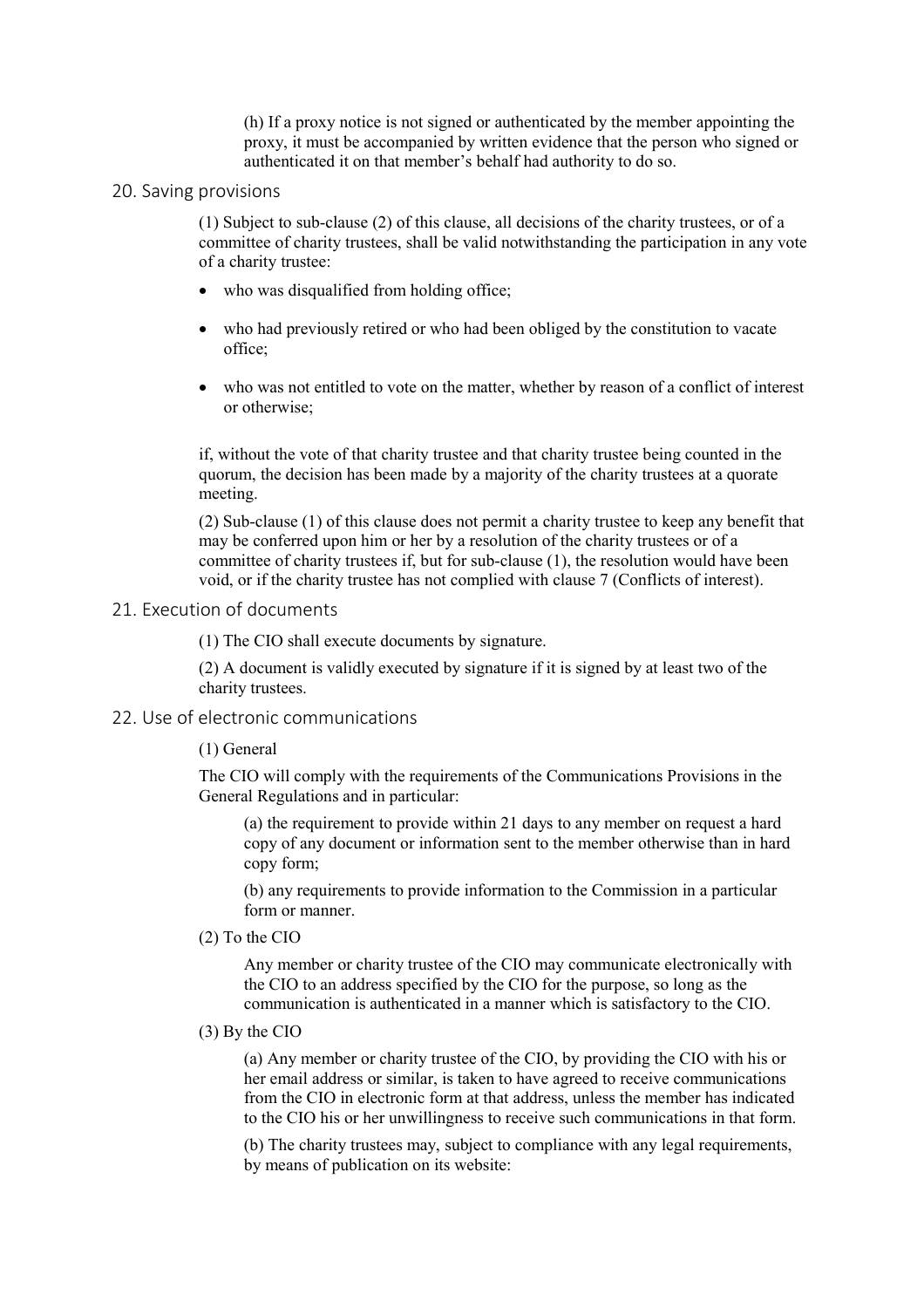(h) If a proxy notice is not signed or authenticated by the member appointing the proxy, it must be accompanied by written evidence that the person who signed or authenticated it on that member's behalf had authority to do so.

## 20. Saving provisions

(1) Subject to sub-clause (2) of this clause, all decisions of the charity trustees, or of a committee of charity trustees, shall be valid notwithstanding the participation in any vote of a charity trustee:

- who was disqualified from holding office;
- who had previously retired or who had been obliged by the constitution to vacate office;
- who was not entitled to vote on the matter, whether by reason of a conflict of interest or otherwise;

if, without the vote of that charity trustee and that charity trustee being counted in the quorum, the decision has been made by a majority of the charity trustees at a quorate meeting.

(2) Sub-clause (1) of this clause does not permit a charity trustee to keep any benefit that may be conferred upon him or her by a resolution of the charity trustees or of a committee of charity trustees if, but for sub-clause (1), the resolution would have been void, or if the charity trustee has not complied with clause 7 (Conflicts of interest).

## 21. Execution of documents

(1) The CIO shall execute documents by signature.

(2) A document is validly executed by signature if it is signed by at least two of the charity trustees.

## 22. Use of electronic communications

(1) General

The CIO will comply with the requirements of the Communications Provisions in the General Regulations and in particular:

(a) the requirement to provide within 21 days to any member on request a hard copy of any document or information sent to the member otherwise than in hard copy form;

(b) any requirements to provide information to the Commission in a particular form or manner.

(2) To the CIO

Any member or charity trustee of the CIO may communicate electronically with the CIO to an address specified by the CIO for the purpose, so long as the communication is authenticated in a manner which is satisfactory to the CIO.

(3) By the CIO

(a) Any member or charity trustee of the CIO, by providing the CIO with his or her email address or similar, is taken to have agreed to receive communications from the CIO in electronic form at that address, unless the member has indicated to the CIO his or her unwillingness to receive such communications in that form.

(b) The charity trustees may, subject to compliance with any legal requirements, by means of publication on its website: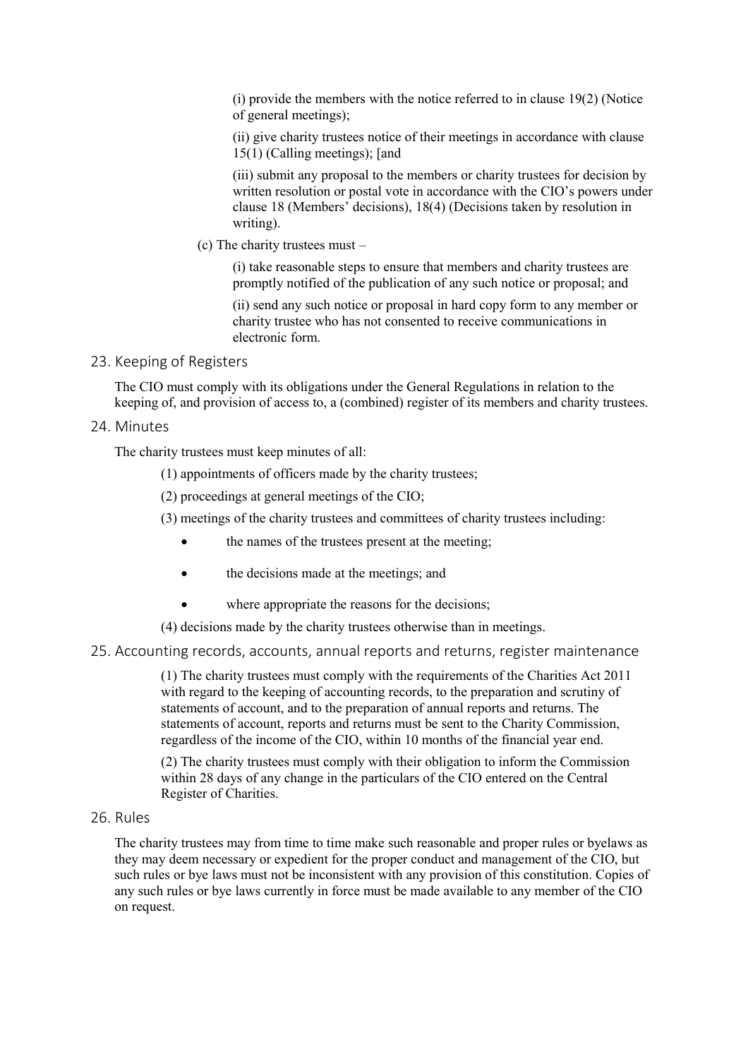(i) provide the members with the notice referred to in clause 19(2) (Notice of general meetings);

(ii) give charity trustees notice of their meetings in accordance with clause 15(1) (Calling meetings); [and

(iii) submit any proposal to the members or charity trustees for decision by written resolution or postal vote in accordance with the CIO's powers under clause 18 (Members' decisions), 18(4) (Decisions taken by resolution in writing).

(c) The charity trustees must –

(i) take reasonable steps to ensure that members and charity trustees are promptly notified of the publication of any such notice or proposal; and

(ii) send any such notice or proposal in hard copy form to any member or charity trustee who has not consented to receive communications in electronic form.

## 23. Keeping of Registers

The CIO must comply with its obligations under the General Regulations in relation to the keeping of, and provision of access to, a (combined) register of its members and charity trustees.

## 24. Minutes

The charity trustees must keep minutes of all:

(1) appointments of officers made by the charity trustees;

(2) proceedings at general meetings of the CIO;

(3) meetings of the charity trustees and committees of charity trustees including:

- the names of the trustees present at the meeting;
- the decisions made at the meetings; and
- where appropriate the reasons for the decisions;

(4) decisions made by the charity trustees otherwise than in meetings.

## 25. Accounting records, accounts, annual reports and returns, register maintenance

(1) The charity trustees must comply with the requirements of the Charities Act 2011 with regard to the keeping of accounting records, to the preparation and scrutiny of statements of account, and to the preparation of annual reports and returns. The statements of account, reports and returns must be sent to the Charity Commission, regardless of the income of the CIO, within 10 months of the financial year end.

(2) The charity trustees must comply with their obligation to inform the Commission within 28 days of any change in the particulars of the CIO entered on the Central Register of Charities.

## 26. Rules

The charity trustees may from time to time make such reasonable and proper rules or byelaws as they may deem necessary or expedient for the proper conduct and management of the CIO, but such rules or bye laws must not be inconsistent with any provision of this constitution. Copies of any such rules or bye laws currently in force must be made available to any member of the CIO on request.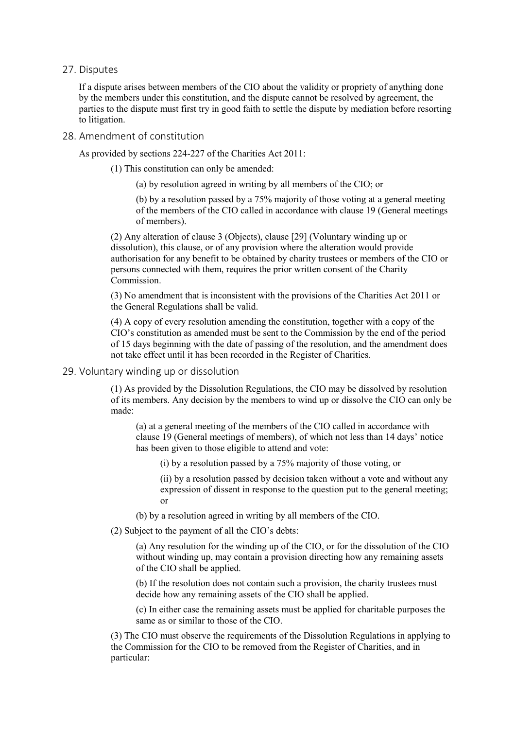## 27. Disputes

If a dispute arises between members of the CIO about the validity or propriety of anything done by the members under this constitution, and the dispute cannot be resolved by agreement, the parties to the dispute must first try in good faith to settle the dispute by mediation before resorting to litigation.

## 28. Amendment of constitution

As provided by sections 224-227 of the Charities Act 2011:

(1) This constitution can only be amended:

(a) by resolution agreed in writing by all members of the CIO; or

(b) by a resolution passed by a 75% majority of those voting at a general meeting of the members of the CIO called in accordance with clause 19 (General meetings of members).

(2) Any alteration of clause 3 (Objects), clause [29] (Voluntary winding up or dissolution), this clause, or of any provision where the alteration would provide authorisation for any benefit to be obtained by charity trustees or members of the CIO or persons connected with them, requires the prior written consent of the Charity Commission.

(3) No amendment that is inconsistent with the provisions of the Charities Act 2011 or the General Regulations shall be valid.

(4) A copy of every resolution amending the constitution, together with a copy of the CIO's constitution as amended must be sent to the Commission by the end of the period of 15 days beginning with the date of passing of the resolution, and the amendment does not take effect until it has been recorded in the Register of Charities.

## 29. Voluntary winding up or dissolution

(1) As provided by the Dissolution Regulations, the CIO may be dissolved by resolution of its members. Any decision by the members to wind up or dissolve the CIO can only be made:

(a) at a general meeting of the members of the CIO called in accordance with clause 19 (General meetings of members), of which not less than 14 days' notice has been given to those eligible to attend and vote:

(i) by a resolution passed by a 75% majority of those voting, or

(ii) by a resolution passed by decision taken without a vote and without any expression of dissent in response to the question put to the general meeting; or

(b) by a resolution agreed in writing by all members of the CIO.

(2) Subject to the payment of all the CIO's debts:

(a) Any resolution for the winding up of the CIO, or for the dissolution of the CIO without winding up, may contain a provision directing how any remaining assets of the CIO shall be applied.

(b) If the resolution does not contain such a provision, the charity trustees must decide how any remaining assets of the CIO shall be applied.

(c) In either case the remaining assets must be applied for charitable purposes the same as or similar to those of the CIO.

(3) The CIO must observe the requirements of the Dissolution Regulations in applying to the Commission for the CIO to be removed from the Register of Charities, and in particular: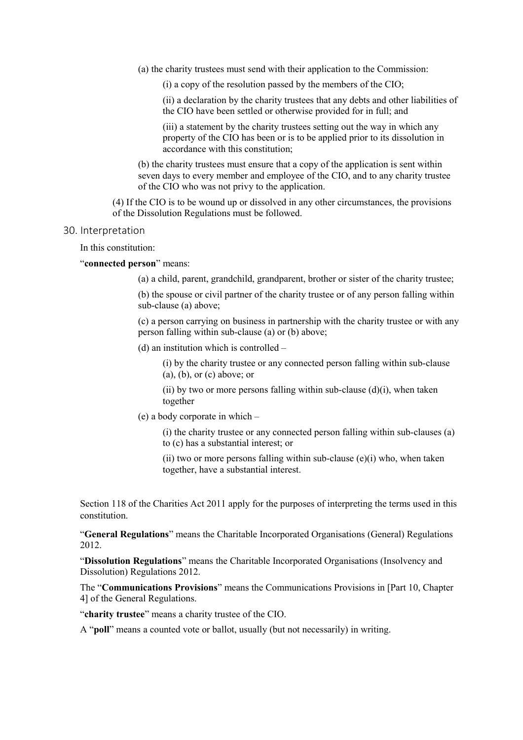(a) the charity trustees must send with their application to the Commission:

(i) a copy of the resolution passed by the members of the CIO;

(ii) a declaration by the charity trustees that any debts and other liabilities of the CIO have been settled or otherwise provided for in full; and

(iii) a statement by the charity trustees setting out the way in which any property of the CIO has been or is to be applied prior to its dissolution in accordance with this constitution;

(b) the charity trustees must ensure that a copy of the application is sent within seven days to every member and employee of the CIO, and to any charity trustee of the CIO who was not privy to the application.

(4) If the CIO is to be wound up or dissolved in any other circumstances, the provisions of the Dissolution Regulations must be followed.

## 30. Interpretation

In this constitution:

"**connected person**" means:

(a) a child, parent, grandchild, grandparent, brother or sister of the charity trustee;

(b) the spouse or civil partner of the charity trustee or of any person falling within sub-clause (a) above;

(c) a person carrying on business in partnership with the charity trustee or with any person falling within sub-clause (a) or (b) above;

(d) an institution which is controlled –

(i) by the charity trustee or any connected person falling within sub-clause (a), (b), or (c) above; or

(ii) by two or more persons falling within sub-clause (d)(i), when taken together

(e) a body corporate in which –

(i) the charity trustee or any connected person falling within sub-clauses (a) to (c) has a substantial interest; or

(ii) two or more persons falling within sub-clause (e)(i) who, when taken together, have a substantial interest.

Section 118 of the Charities Act 2011 apply for the purposes of interpreting the terms used in this constitution.

"**General Regulations**" means the Charitable Incorporated Organisations (General) Regulations 2012.

"**Dissolution Regulations**" means the Charitable Incorporated Organisations (Insolvency and Dissolution) Regulations 2012.

The "**Communications Provisions**" means the Communications Provisions in [Part 10, Chapter 4] of the General Regulations.

"**charity trustee**" means a charity trustee of the CIO.

A "**poll**" means a counted vote or ballot, usually (but not necessarily) in writing.